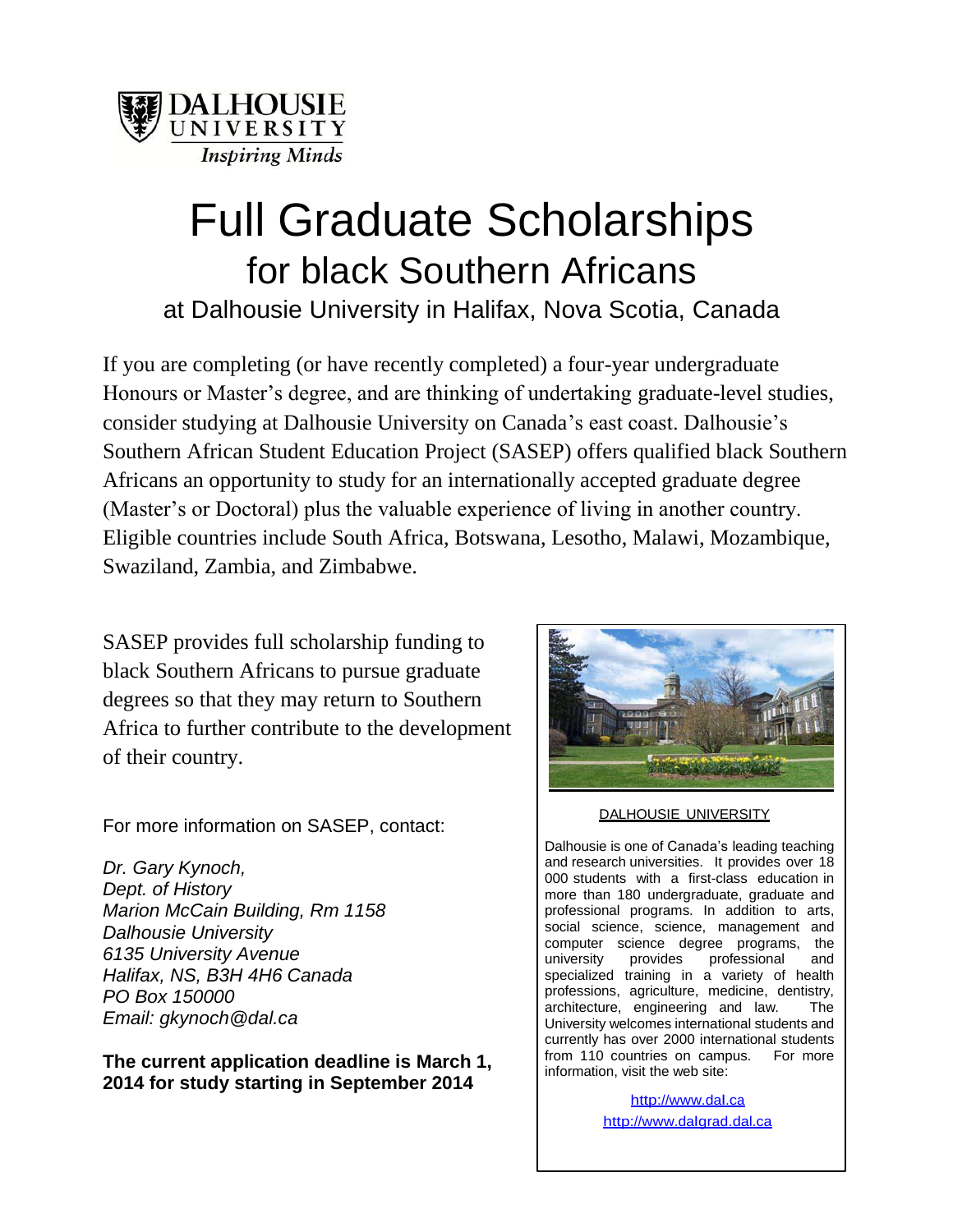DALHOUSIE UNIVERSITY
*Inspiring Minds*

# Full Graduate Scholarships

## for black Southern Africans

### at Dalhousie University in Halifax, Nova Scotia, Canada

If you are completing (or have recently completed) a four-year undergraduate Honours or Master's degree, and are thinking of undertaking graduate-level studies, consider studying at Dalhousie University on Canada's east coast. Dalhousie's Southern African Student Education Project (SASEP) offers qualified black Southern Africans an opportunity to study for an internationally accepted graduate degree (Master's or Doctoral) plus the valuable experience of living in another country. Eligible countries include South Africa, Botswana, Lesotho, Malawi, Mozambique, Swaziland, Zambia, and Zimbabwe.

SASEP provides full scholarship funding to black Southern Africans to pursue graduate degrees so that they may return to Southern Africa to further contribute to the development of their country.

For more information on SASEP, contact:

*Dr. Gary Kynoch,*
*Dept. of History*
*Marion McCain Building, Rm 1158*
*Dalhousie University*
*6135 University Avenue*
*Halifax, NS, B3H 4H6 Canada*
*PO Box 150000*
*Email: gkynoch@dal.ca*

**The current application deadline is March 1, 2014 for study starting in September 2014**

DALHOUSIE UNIVERSITY

Dalhousie is one of Canada's leading teaching and research universities. It provides over 18 000 students with a first-class education in more than 180 undergraduate, graduate and professional programs. In addition to arts, social science, science, management and computer science degree programs, the university provides professional and specialized training in a variety of health professions, agriculture, medicine, dentistry, architecture, engineering and law. The University welcomes international students and currently has over 2000 international students from 110 countries on campus. For more information, visit the web site:

http://www.dal.ca
http://www.dalgrad.dal.ca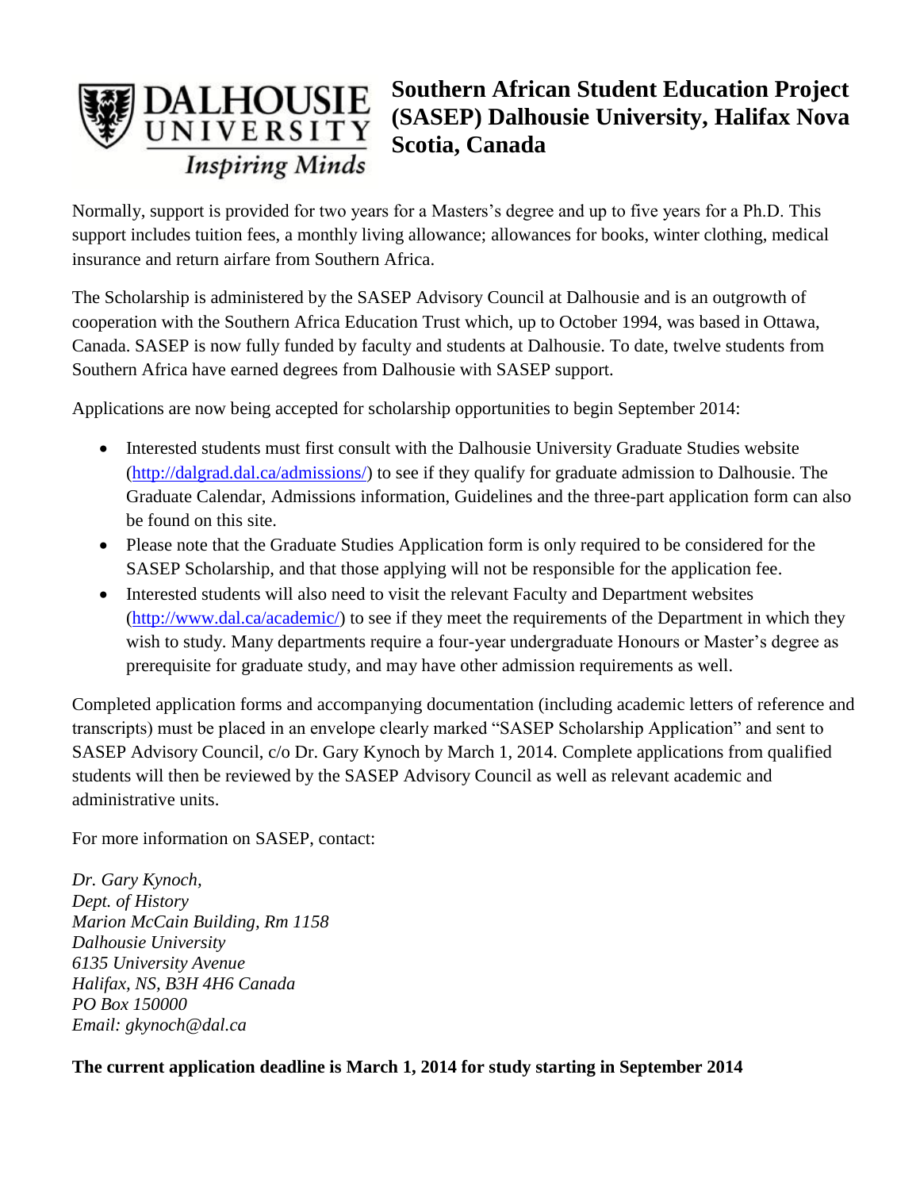# Southern African Student Education Project (SASEP) Dalhousie University, Halifax Nova Scotia, Canada

Normally, support is provided for two years for a Masters's degree and up to five years for a Ph.D. This support includes tuition fees, a monthly living allowance; allowances for books, winter clothing, medical insurance and return airfare from Southern Africa.

The Scholarship is administered by the SASEP Advisory Council at Dalhousie and is an outgrowth of cooperation with the Southern Africa Education Trust which, up to October 1994, was based in Ottawa, Canada. SASEP is now fully funded by faculty and students at Dalhousie. To date, twelve students from Southern Africa have earned degrees from Dalhousie with SASEP support.

Applications are now being accepted for scholarship opportunities to begin September 2014:

- Interested students must first consult with the Dalhousie University Graduate Studies website (http://dalgrad.dal.ca/admissions/) to see if they qualify for graduate admission to Dalhousie. The Graduate Calendar, Admissions information, Guidelines and the three-part application form can also be found on this site.
- Please note that the Graduate Studies Application form is only required to be considered for the SASEP Scholarship, and that those applying will not be responsible for the application fee.
- Interested students will also need to visit the relevant Faculty and Department websites (http://www.dal.ca/academic/) to see if they meet the requirements of the Department in which they wish to study. Many departments require a four-year undergraduate Honours or Master's degree as prerequisite for graduate study, and may have other admission requirements as well.

Completed application forms and accompanying documentation (including academic letters of reference and transcripts) must be placed in an envelope clearly marked "SASEP Scholarship Application" and sent to SASEP Advisory Council, c/o Dr. Gary Kynoch by March 1, 2014. Complete applications from qualified students will then be reviewed by the SASEP Advisory Council as well as relevant academic and administrative units.

For more information on SASEP, contact:

*Dr. Gary Kynoch,*
*Dept. of History*
*Marion McCain Building, Rm 1158*
*Dalhousie University*
*6135 University Avenue*
*Halifax, NS, B3H 4H6 Canada*
*PO Box 150000*
*Email: gkynoch@dal.ca*

**The current application deadline is March 1, 2014 for study starting in September 2014**